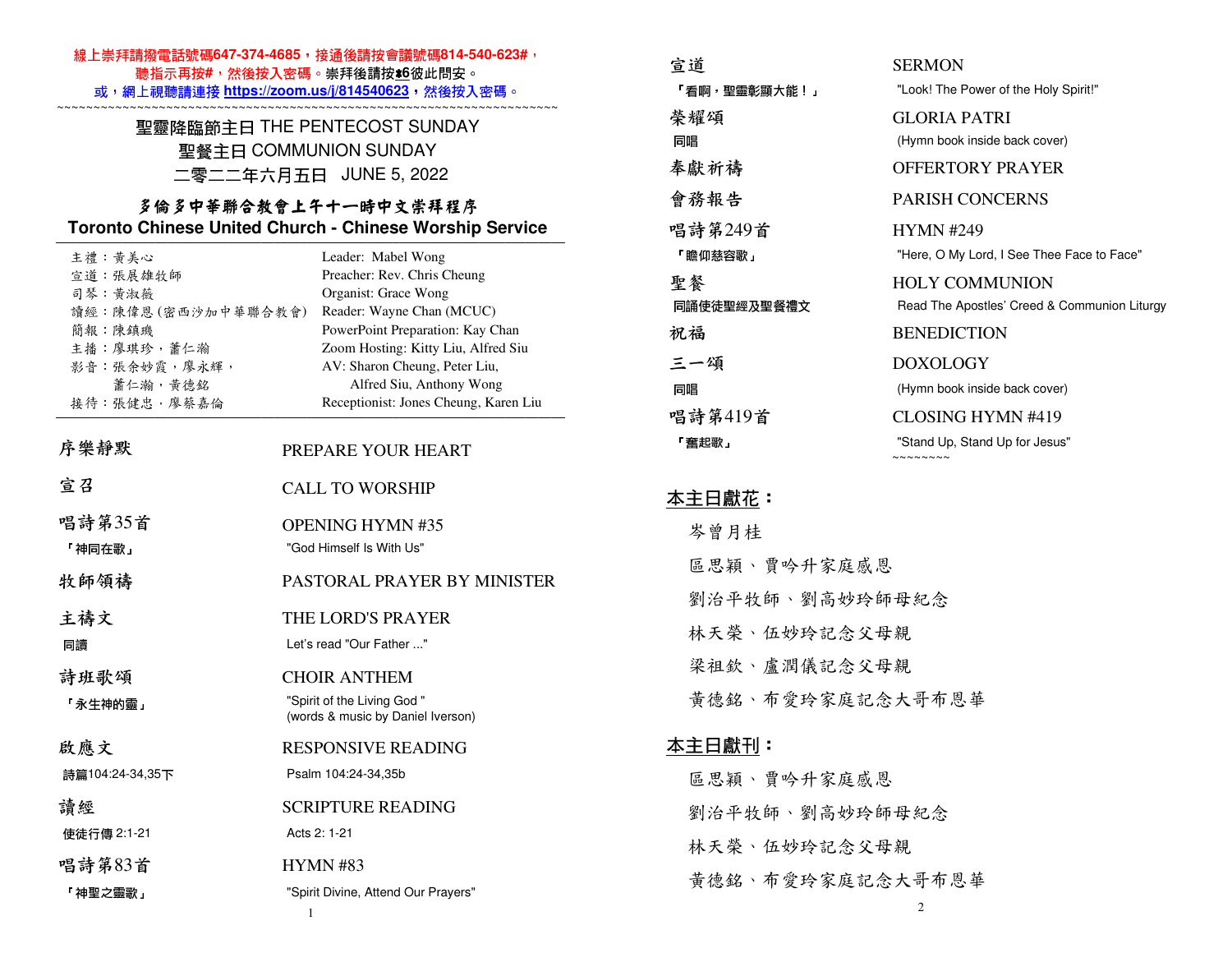線上崇拜請撥電話號碼647-374-4685，接通後請按會議號碼814-540-623#，
聽指示再按#，然後按入密碼。崇拜後請按*6彼此問安。
或，網上視聽請連接 https://zoom.us/j/814540623，然後按入密碼。

~~~~~~~~~~~~~~~~~~~~~~~~~~~~~~~~~~~~~~~~~~~~~~~~~~~~~~~~~~~~~~~~~~~~~~

# 聖靈降臨節主日 THE PENTECOST SUNDAY
## 聖餐主日 COMMUNION SUNDAY
## 二零二二年六月五日 JUNE 5, 2022

## 多倫多中華聯合教會上午十一時中文崇拜程序
## Toronto Chinese United Church - Chinese Worship Service

| | |
|---|---|
| 主禮：黃美心 | Leader: Mabel Wong |
| 宣道：張展雄牧師 | Preacher: Rev. Chris Cheung |
| 司琴：黃淑薇 | Organist: Grace Wong |
| 讀經：陳偉恩 (密西沙加中華聯合教會) | Reader: Wayne Chan (MCUC) |
| 簡報：陳鎮璣 | PowerPoint Preparation: Kay Chan |
| 主播：廖琪珍，蕭仁瀚 | Zoom Hosting: Kitty Liu, Alfred Siu |
| 影音：張余妙霞，廖永輝，蕭仁瀚，黃德銘 | AV: Sharon Cheung, Peter Liu, Alfred Siu, Anthony Wong |
| 接待：張健忠，廖蔡嘉倫 | Receptionist: Jones Cheung, Karen Liu |

| | |
|---|---|
| 序樂靜默 | PREPARE YOUR HEART |
| 宣召 | CALL TO WORSHIP |
| 唱詩第35首 「神同在歌」 | OPENING HYMN #35 "God Himself Is With Us" |
| 牧師領禱 | PASTORAL PRAYER BY MINISTER |
| 主禱文 同讀 | THE LORD'S PRAYER Let's read "Our Father ..." |
| 詩班歌頌 「永生神的靈」 | CHOIR ANTHEM "Spirit of the Living God " (words & music by Daniel Iverson) |
| 啟應文 詩篇104:24-34,35下 | RESPONSIVE READING Psalm 104:24-34,35b |
| 讀經 使徒行傳 2:1-21 | SCRIPTURE READING Acts 2: 1-21 |
| 唱詩第83首 「神聖之靈歌」 | HYMN #83 "Spirit Divine, Attend Our Prayers" |
| 宣道 「看啊，聖靈彰顯大能！」 | SERMON "Look! The Power of the Holy Spirit!" |
| 榮耀頌 同唱 | GLORIA PATRI (Hymn book inside back cover) |
| 奉獻祈禱 | OFFERTORY PRAYER |
| 會務報告 | PARISH CONCERNS |
| 唱詩第249首 「瞻仰慈容歌」 | HYMN #249 "Here, O My Lord, I See Thee Face to Face" |
| 聖餐 同誦使徒聖經及聖餐禮文 | HOLY COMMUNION Read The Apostles' Creed & Communion Liturgy |
| 祝福 | BENEDICTION |
| 三一頌 同唱 | DOXOLOGY (Hymn book inside back cover) |
| 唱詩第419首 「奮起歌」 | CLOSING HYMN #419 "Stand Up, Stand Up for Jesus" |

~~~~~~~~

### 本主日獻花：

岑曾月桂

區思穎、賈吟升家庭感恩

劉治平牧師、劉高妙玲師母紀念

林天榮、伍妙玲記念父母親

梁祖欽、盧潤儀記念父母親

黃德銘、布愛玲家庭記念大哥布恩華

### 本主日獻刊：

區思穎、賈吟升家庭感恩

劉治平牧師、劉高妙玲師母紀念

林天榮、伍妙玲記念父母親

黃德銘、布愛玲家庭記念大哥布恩華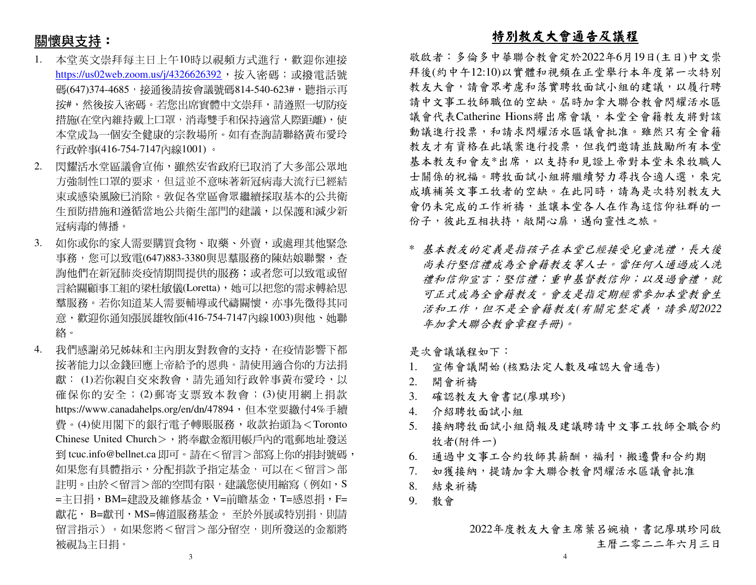## 關懷與支持：

1. 本堂英文崇拜每主日上午10時以視頻方式進行，歡迎你連接 https://us02web.zoom.us/j/4326626392 ，按入密碼；或撥電話號碼(647)374-4685，接通後請按會議號碼814-540-623#，聽指示再按#，然後按入密碼。若您出席實體中文崇拜，請遵照一切防疫措施(在堂內維持戴上口罩，消毒雙手和保持適當人際距離)，使本堂成為一個安全健康的宗教場所。如有查詢請聯絡黃布愛玲行政幹事(416-754-7147內線1001) 。
2. 閃耀活水堂區議會宣佈，雖然安省政府已取消了大多部公眾地方強制性口罩的要求，但這並不意味著新冠病毒大流行已經結束或感染風險已消除。敦促各堂區會眾繼續採取基本的公共衛生預防措施和遵循當地公共衛生部門的建議，以保護和減少新冠病毒的傳播。
3. 如你或你的家人需要購買食物、取藥、外賣，或處理其他緊急事務，您可以致電(647)883-3380與思羣服務的陳姑娘聯繫，查詢他們在新冠肺炎疫情期間提供的服務；或者您可以致電或留言給關顧事工組的梁杜敏儀(Loretta)，她可以把您的需求轉給思羣服務。若你知道某人需要輔導或代禱關懷，亦事先徵得其同意，歡迎你通知張展雄牧師(416-754-7147內線1003)與他、她聯絡。
4. 我們感謝弟兄姊妹和主內朋友對教會的支持，在疫情影響下都按著能力以金錢回應上帝給予的恩典。請使用適合你的方法捐獻： (1)若你親自交來教會，請先通知行政幹事黃布愛玲，以確保你的安全；(2)郵寄支票致本教會；(3)使用網上捐款 https://www.canadahelps.org/en/dn/47894，但本堂要繳付4%手續費。(4)使用閣下的銀行電子轉賬服務，收款抬頭為＜Toronto Chinese United Church＞，將奉獻金額用帳戶內的電郵地址發送到 tcuc.info@bellnet.ca 即可。請在＜留言＞部寫上你的捐封號碼，如果您有具體指示，分配捐款予指定基金，可以在＜留言＞部註明。由於＜留言＞部的空間有限，建議您使用縮寫（例如，S=主日捐，BM=建設及維修基金，V=前瞻基金，T=感恩捐，F=獻花， B=獻刊，MS=傳道服務基金。 至於外展或特別捐，則請留言指示）。如果您將＜留言＞部分留空，則所發送的金額將被視為主日捐。

## 特別教友大會通告及議程

敬啟者：多倫多中華聯合教會定於2022年6月19日(主日)中文崇拜後(約中午12:10)以實體和視頻在正堂舉行本年度第一次特別教友大會，請會眾考慮和落實聘牧面試小組的建議，以履行聘請中文事工牧師職位的空缺。屆時加拿大聯合教會閃耀活水區議會代表Catherine Hions將出席會議，本堂全會籍教友將對該動議進行投票，和請求閃耀活水區議會批准。雖然只有全會籍教友才有資格在此議案進行投票，但我們邀請並鼓勵所有本堂基本教友和會友*出席，以支持和見證上帝對本堂未來牧職人士關係的祝福。聘牧面試小組將繼續努力尋找合適人選，來完成填補英文事工牧者的空缺。在此同時，請為是次特別教友大會仍未完成的工作祈禱，並讓本堂各人在作為這信仰社群的一份子，彼此互相扶持，敞開心扉，邁向靈性之旅。

\* *基本教友的定義是指孩子在本堂已經接受兒童洗禮，長大後尚未行堅信禮成為全會籍教友等人士。當任何人通過成人洗禮和信仰宣言；堅信禮；重申基督教信仰；以及過會禮，就可正式成為全會籍教友。會友是指定期經常參加本堂教會生活和工作，但不是全會籍教友(有關完整定義，請參閱2022年加拿大聯合教會章程手冊)。*

是次會議議程如下：

1. 宣佈會議開始 (核點法定人數及確認大會通告)
2. 開會祈禱
3. 確認教友大會書記(廖琪珍)
4. 介紹聘牧面試小組
5. 接納聘牧面試小組簡報及建議聘請中文事工牧師全職合約牧者(附件一)
6. 通過中文事工合約牧師其薪酬，福利，搬遷費和合約期
7. 如獲接納，提請加拿大聯合教會閃耀活水區議會批准
8. 結束祈禱
9. 散會

2022年度教友大會主席葉呂婉禎，書記廖琪珍同啟
主曆二零二二年六月三日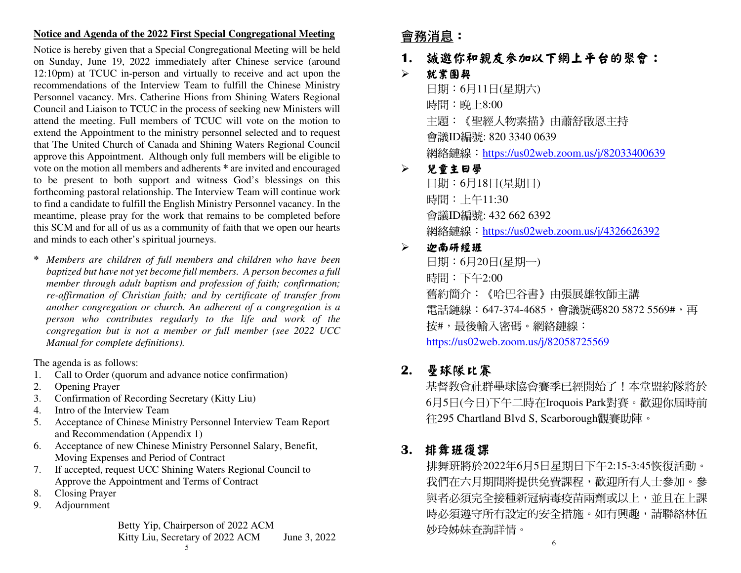**Notice and Agenda of the 2022 First Special Congregational Meeting**

Notice is hereby given that a Special Congregational Meeting will be held on Sunday, June 19, 2022 immediately after Chinese service (around 12:10pm) at TCUC in-person and virtually to receive and act upon the recommendations of the Interview Team to fulfill the Chinese Ministry Personnel vacancy. Mrs. Catherine Hions from Shining Waters Regional Council and Liaison to TCUC in the process of seeking new Ministers will attend the meeting. Full members of TCUC will vote on the motion to extend the Appointment to the ministry personnel selected and to request that The United Church of Canada and Shining Waters Regional Council approve this Appointment. Although only full members will be eligible to vote on the motion all members and adherents * are invited and encouraged to be present to both support and witness God's blessings on this forthcoming pastoral relationship. The Interview Team will continue work to find a candidate to fulfill the English Ministry Personnel vacancy. In the meantime, please pray for the work that remains to be completed before this SCM and for all of us as a community of faith that we open our hearts and minds to each other's spiritual journeys.

\* *Members are children of full members and children who have been baptized but have not yet become full members. A person becomes a full member through adult baptism and profession of faith; confirmation; re-affirmation of Christian faith; and by certificate of transfer from another congregation or church. An adherent of a congregation is a person who contributes regularly to the life and work of the congregation but is not a member or full member (see 2022 UCC Manual for complete definitions).*

The agenda is as follows:

1. Call to Order (quorum and advance notice confirmation)
2. Opening Prayer
3. Confirmation of Recording Secretary (Kitty Liu)
4. Intro of the Interview Team
5. Acceptance of Chinese Ministry Personnel Interview Team Report and Recommendation (Appendix 1)
6. Acceptance of new Chinese Ministry Personnel Salary, Benefit, Moving Expenses and Period of Contract
7. If accepted, request UCC Shining Waters Regional Council to Approve the Appointment and Terms of Contract
8. Closing Prayer
9. Adjournment

Betty Yip, Chairperson of 2022 ACM
Kitty Liu, Secretary of 2022 ACM June 3, 2022

## 會務消息：

### 1. 誠邀你和親友參加以下網上平台的聚會：

- **就業團契**
  日期：6月11日(星期六)
  時間：晚上8:00
  主題：《聖經人物素描》由蕭舒啟恩主持
  會議ID編號: 820 3340 0639
  網絡鏈線：https://us02web.zoom.us/j/82033400639

- **兒童主日學**
  日期：6月18日(星期日)
  時間：上午11:30
  會議ID編號: 432 662 6392
  網絡鏈線：https://us02web.zoom.us/j/4326626392

- **迦南研經班**
  日期：6月20日(星期一)
  時間：下午2:00
  舊約簡介：《哈巴谷書》由張展雄牧師主講
  電話鏈線：647-374-4685，會議號碼820 5872 5569#，再按#，最後輸入密碼。網絡鏈線：
  https://us02web.zoom.us/j/82058725569

### 2. 壘球隊比賽

基督教會社群壘球協會賽季已經開始了！本堂盟約隊將於6月5日(今日)下午二時在Iroquois Park對賽。歡迎你屆時前往295 Chartland Blvd S, Scarborough觀賽助陣。

### 3. 排舞班復課

排舞班將於2022年6月5日星期日下午2:15-3:45恢復活動。我們在六月期間將提供免費課程，歡迎所有人士參加。參與者必須完全接種新冠病毒疫苗兩劑或以上，並且在上課時必須遵守所有設定的安全措施。如有興趣，請聯絡林伍妙玲姊妹查詢詳情。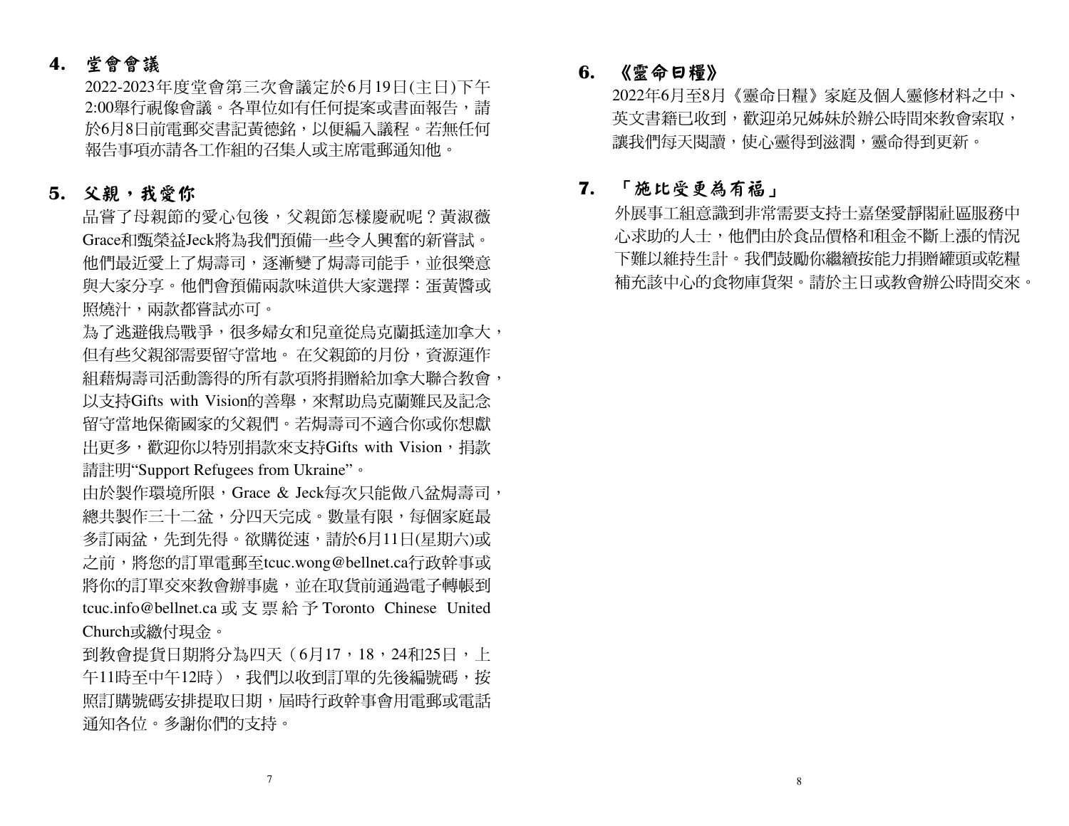## 4. 堂會會議

2022-2023年度堂會第三次會議定於6月19日(主日)下午2:00舉行視像會議。各單位如有任何提案或書面報告，請於6月8日前電郵交書記黃德銘，以便編入議程。若無任何報告事項亦請各工作組的召集人或主席電郵通知他。

## 5. 父親，我愛你

品嘗了母親節的愛心包後，父親節怎樣慶祝呢？黃淑薇Grace和甄榮益Jeck將為我們預備一些令人興奮的新嘗試。他們最近愛上了焗壽司，逐漸變了焗壽司能手，並很樂意與大家分享。他們會預備兩款味道供大家選擇：蛋黃醬或照燒汁，兩款都嘗試亦可。

為了逃避俄烏戰爭，很多婦女和兒童從烏克蘭抵達加拿大，但有些父親卻需要留守當地。 在父親節的月份，資源運作組藉焗壽司活動籌得的所有款項將捐贈給加拿大聯合教會，以支持Gifts with Vision的善舉，來幫助烏克蘭難民及記念留守當地保衛國家的父親們。若焗壽司不適合你或你想獻出更多，歡迎你以特別捐款來支持Gifts with Vision，捐款請註明"Support Refugees from Ukraine"。

由於製作環境所限，Grace & Jeck每次只能做八盆焗壽司，總共製作三十二盆，分四天完成。數量有限，每個家庭最多訂兩盆，先到先得。欲購從速，請於6月11日(星期六)或之前，將您的訂單電郵至tcuc.wong@bellnet.ca行政幹事或將你的訂單交來教會辦事處，並在取貨前通過電子轉帳到tcuc.info@bellnet.ca 或 支 票 給 予 Toronto Chinese United Church或繳付現金。

到教會提貨日期將分為四天（6月17，18，24和25日，上午11時至中午12時），我們以收到訂單的先後編號碼，按照訂購號碼安排提取日期，屆時行政幹事會用電郵或電話通知各位。多謝你們的支持。

## 6. 《靈命日糧》

2022年6月至8月《靈命日糧》家庭及個人靈修材料之中、英文書籍已收到，歡迎弟兄姊妹於辦公時間來教會索取，讓我們每天閱讀，使心靈得到滋潤，靈命得到更新。

## 7. 「施比受更為有福」

外展事工組意識到非常需要支持士嘉堡愛靜閣社區服務中心求助的人士，他們由於食品價格和租金不斷上漲的情況下難以維持生計。我們鼓勵你繼續按能力捐贈罐頭或乾糧補充該中心的食物庫貨架。請於主日或教會辦公時間交來。